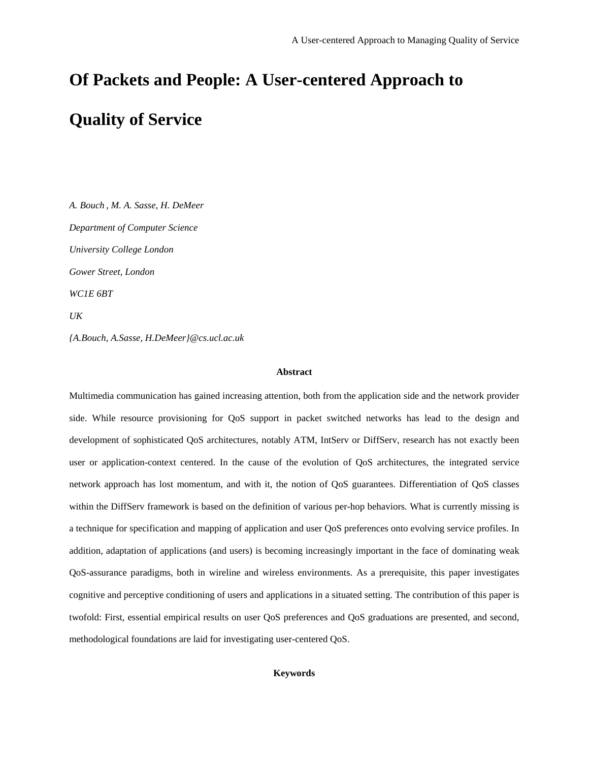# Of Packets and People: A User-centered Approach to Quality of Service

*A. Bouch , M. A. Sasse, H. DeMeer*

*Department of Computer Science*

*University College London*

*Gower Street, London*

*WC1E 6BT*

*UK*

*{A.Bouch, A.Sasse, H.DeMeer}@cs.ucl.ac.uk*

**Abstract**

Multimedia communication has gained increasing attention, both from the application side and the network provider side. While resource provisioning for QoS support in packet switched networks has lead to the design and development of sophisticated QoS architectures, notably ATM, IntServ or DiffServ, research has not exactly been user or application-context centered. In the cause of the evolution of QoS architectures, the integrated service network approach has lost momentum, and with it, the notion of QoS guarantees. Differentiation of QoS classes within the DiffServ framework is based on the definition of various per-hop behaviors. What is currently missing is a technique for specification and mapping of application and user QoS preferences onto evolving service profiles. In addition, adaptation of applications (and users) is becoming increasingly important in the face of dominating weak QoS-assurance paradigms, both in wireline and wireless environments. As a prerequisite, this paper investigates cognitive and perceptive conditioning of users and applications in a situated setting. The contribution of this paper is twofold: First, essential empirical results on user QoS preferences and QoS graduations are presented, and second, methodological foundations are laid for investigating user-centered QoS.

**Keywords**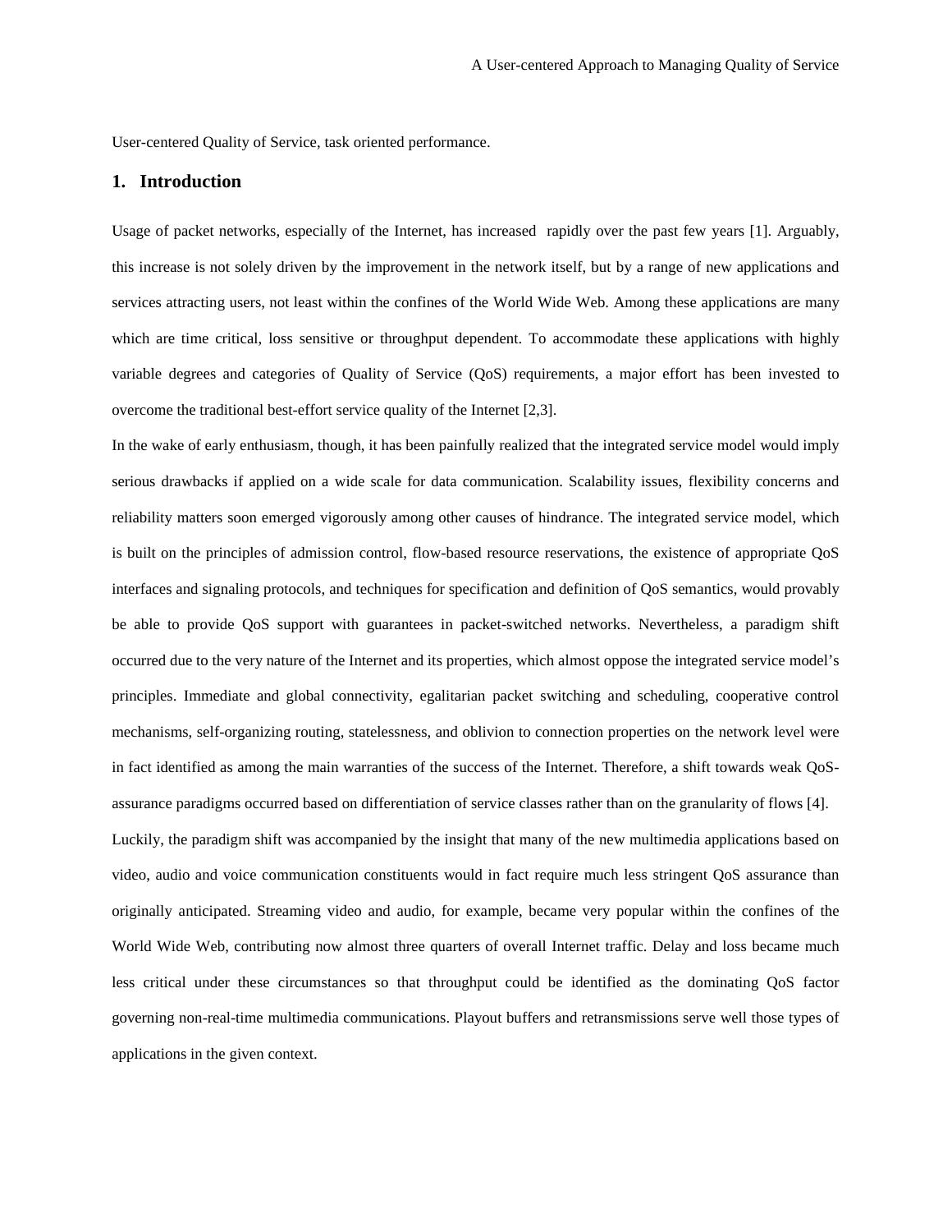User-centered Quality of Service, task oriented performance.

## 1. Introduction

Usage of packet networks, especially of the Internet, has increased rapidly over the past few years [1]. Arguably, this increase is not solely driven by the improvement in the network itself, but by a range of new applications and services attracting users, not least within the confines of the World Wide Web. Among these applications are many which are time critical, loss sensitive or throughput dependent. To accommodate these applications with highly variable degrees and categories of Quality of Service (QoS) requirements, a major effort has been invested to overcome the traditional best-effort service quality of the Internet [2,3].

In the wake of early enthusiasm, though, it has been painfully realized that the integrated service model would imply serious drawbacks if applied on a wide scale for data communication. Scalability issues, flexibility concerns and reliability matters soon emerged vigorously among other causes of hindrance. The integrated service model, which is built on the principles of admission control, flow-based resource reservations, the existence of appropriate QoS interfaces and signaling protocols, and techniques for specification and definition of QoS semantics, would provably be able to provide QoS support with guarantees in packet-switched networks. Nevertheless, a paradigm shift occurred due to the very nature of the Internet and its properties, which almost oppose the integrated service model's principles. Immediate and global connectivity, egalitarian packet switching and scheduling, cooperative control mechanisms, self-organizing routing, statelessness, and oblivion to connection properties on the network level were in fact identified as among the main warranties of the success of the Internet. Therefore, a shift towards weak QoS-assurance paradigms occurred based on differentiation of service classes rather than on the granularity of flows [4].

Luckily, the paradigm shift was accompanied by the insight that many of the new multimedia applications based on video, audio and voice communication constituents would in fact require much less stringent QoS assurance than originally anticipated. Streaming video and audio, for example, became very popular within the confines of the World Wide Web, contributing now almost three quarters of overall Internet traffic. Delay and loss became much less critical under these circumstances so that throughput could be identified as the dominating QoS factor governing non-real-time multimedia communications. Playout buffers and retransmissions serve well those types of applications in the given context.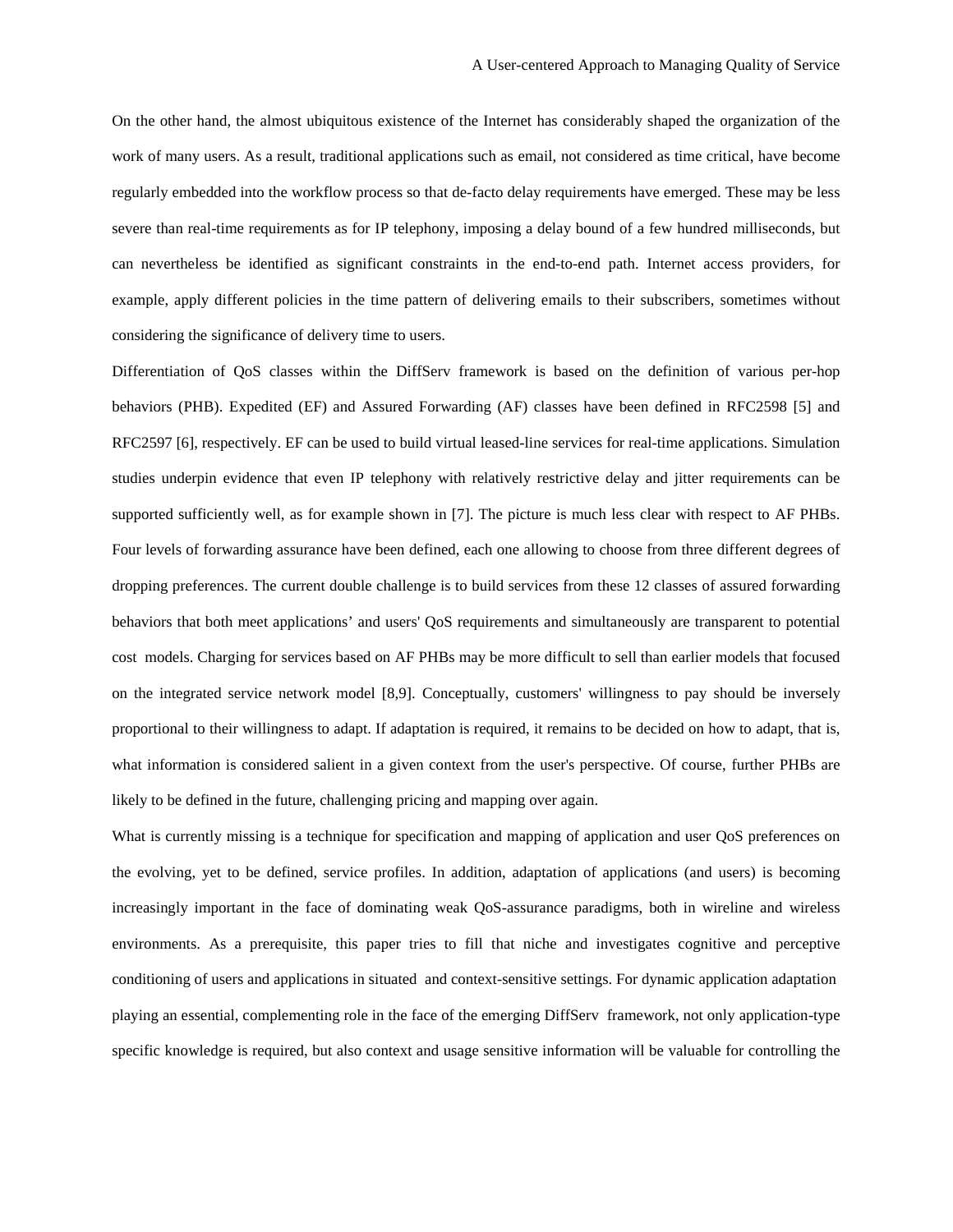On the other hand, the almost ubiquitous existence of the Internet has considerably shaped the organization of the work of many users. As a result, traditional applications such as email, not considered as time critical, have become regularly embedded into the workflow process so that de-facto delay requirements have emerged. These may be less severe than real-time requirements as for IP telephony, imposing a delay bound of a few hundred milliseconds, but can nevertheless be identified as significant constraints in the end-to-end path. Internet access providers, for example, apply different policies in the time pattern of delivering emails to their subscribers, sometimes without considering the significance of delivery time to users.

Differentiation of QoS classes within the DiffServ framework is based on the definition of various per-hop behaviors (PHB). Expedited (EF) and Assured Forwarding (AF) classes have been defined in RFC2598 [5] and RFC2597 [6], respectively. EF can be used to build virtual leased-line services for real-time applications. Simulation studies underpin evidence that even IP telephony with relatively restrictive delay and jitter requirements can be supported sufficiently well, as for example shown in [7]. The picture is much less clear with respect to AF PHBs. Four levels of forwarding assurance have been defined, each one allowing to choose from three different degrees of dropping preferences. The current double challenge is to build services from these 12 classes of assured forwarding behaviors that both meet applications' and users' QoS requirements and simultaneously are transparent to potential cost models. Charging for services based on AF PHBs may be more difficult to sell than earlier models that focused on the integrated service network model [8,9]. Conceptually, customers' willingness to pay should be inversely proportional to their willingness to adapt. If adaptation is required, it remains to be decided on how to adapt, that is, what information is considered salient in a given context from the user's perspective. Of course, further PHBs are likely to be defined in the future, challenging pricing and mapping over again.

What is currently missing is a technique for specification and mapping of application and user QoS preferences on the evolving, yet to be defined, service profiles. In addition, adaptation of applications (and users) is becoming increasingly important in the face of dominating weak QoS-assurance paradigms, both in wireline and wireless environments. As a prerequisite, this paper tries to fill that niche and investigates cognitive and perceptive conditioning of users and applications in situated and context-sensitive settings. For dynamic application adaptation playing an essential, complementing role in the face of the emerging DiffServ framework, not only application-type specific knowledge is required, but also context and usage sensitive information will be valuable for controlling the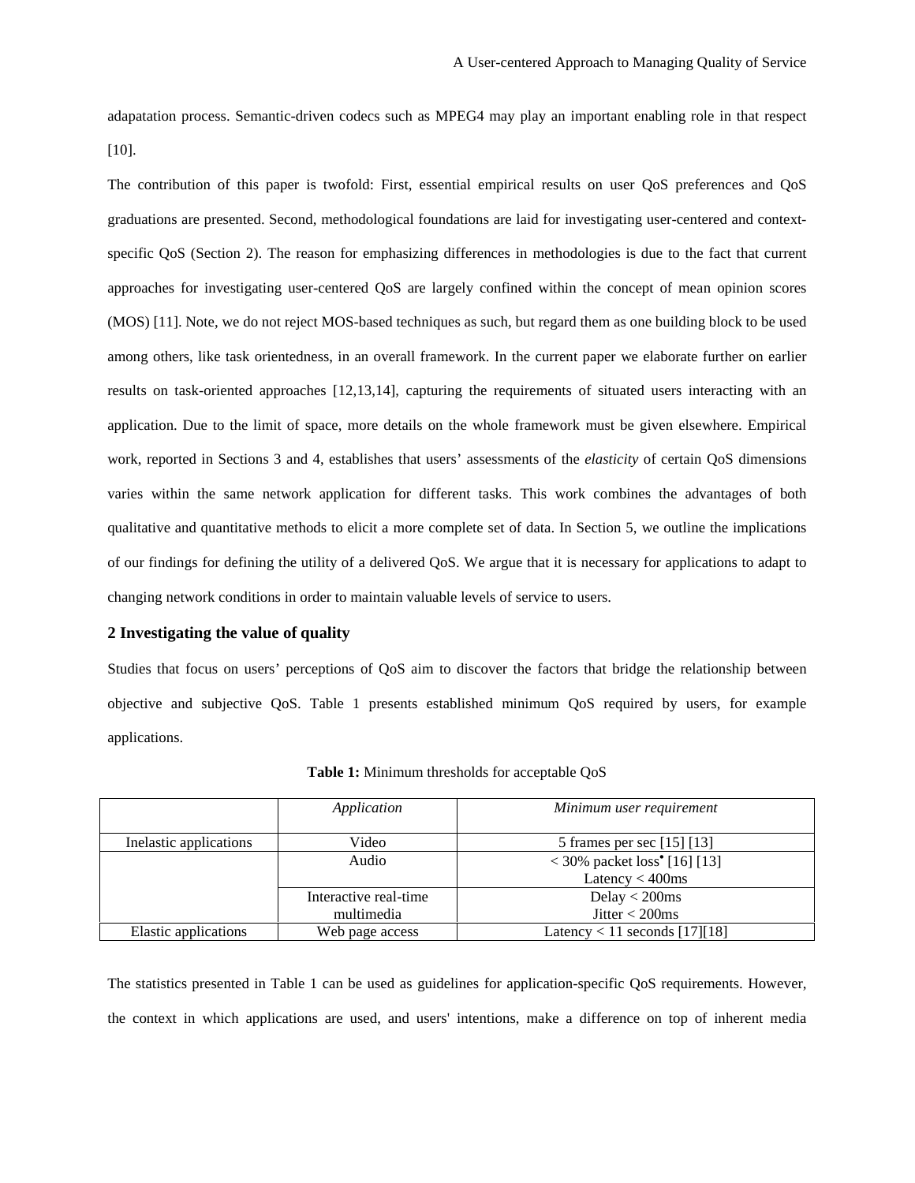adapatation process. Semantic-driven codecs such as MPEG4 may play an important enabling role in that respect [10].

The contribution of this paper is twofold: First, essential empirical results on user QoS preferences and QoS graduations are presented. Second, methodological foundations are laid for investigating user-centered and context-specific QoS (Section 2). The reason for emphasizing differences in methodologies is due to the fact that current approaches for investigating user-centered QoS are largely confined within the concept of mean opinion scores (MOS) [11]. Note, we do not reject MOS-based techniques as such, but regard them as one building block to be used among others, like task orientedness, in an overall framework. In the current paper we elaborate further on earlier results on task-oriented approaches [12,13,14], capturing the requirements of situated users interacting with an application. Due to the limit of space, more details on the whole framework must be given elsewhere. Empirical work, reported in Sections 3 and 4, establishes that users' assessments of the *elasticity* of certain QoS dimensions varies within the same network application for different tasks. This work combines the advantages of both qualitative and quantitative methods to elicit a more complete set of data. In Section 5, we outline the implications of our findings for defining the utility of a delivered QoS. We argue that it is necessary for applications to adapt to changing network conditions in order to maintain valuable levels of service to users.

## 2 Investigating the value of quality

Studies that focus on users' perceptions of QoS aim to discover the factors that bridge the relationship between objective and subjective QoS. Table 1 presents established minimum QoS required by users, for example applications.

**Table 1:** Minimum thresholds for acceptable QoS

| | *Application* | *Minimum user requirement* |
|---|---|---|
| Inelastic applications | Video | 5 frames per sec [15] [13] |
| | Audio | < 30% packet loss• [16] [13]<br>Latency < 400ms |
| | Interactive real-time multimedia | Delay < 200ms<br>Jitter < 200ms |
| Elastic applications | Web page access | Latency < 11 seconds [17][18] |

The statistics presented in Table 1 can be used as guidelines for application-specific QoS requirements. However, the context in which applications are used, and users' intentions, make a difference on top of inherent media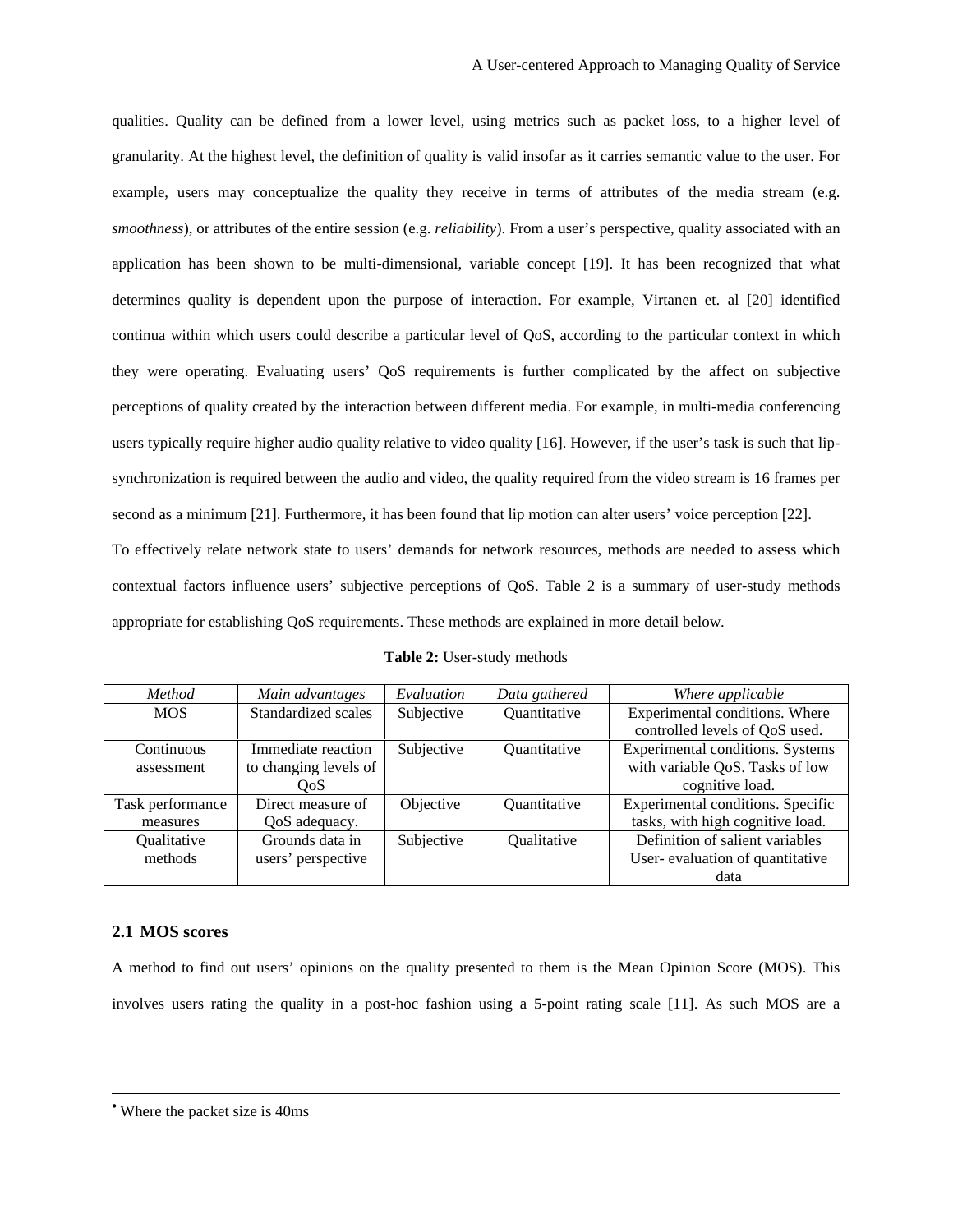qualities. Quality can be defined from a lower level, using metrics such as packet loss, to a higher level of granularity. At the highest level, the definition of quality is valid insofar as it carries semantic value to the user. For example, users may conceptualize the quality they receive in terms of attributes of the media stream (e.g. *smoothness*), or attributes of the entire session (e.g. *reliability*). From a user's perspective, quality associated with an application has been shown to be multi-dimensional, variable concept [19]. It has been recognized that what determines quality is dependent upon the purpose of interaction. For example, Virtanen et. al [20] identified continua within which users could describe a particular level of QoS, according to the particular context in which they were operating. Evaluating users' QoS requirements is further complicated by the affect on subjective perceptions of quality created by the interaction between different media. For example, in multi-media conferencing users typically require higher audio quality relative to video quality [16]. However, if the user's task is such that lip-synchronization is required between the audio and video, the quality required from the video stream is 16 frames per second as a minimum [21]. Furthermore, it has been found that lip motion can alter users' voice perception [22].

To effectively relate network state to users' demands for network resources, methods are needed to assess which contextual factors influence users' subjective perceptions of QoS. Table 2 is a summary of user-study methods appropriate for establishing QoS requirements. These methods are explained in more detail below.

**Table 2:** User-study methods

| *Method* | *Main advantages* | *Evaluation* | *Data gathered* | *Where applicable* |
|---|---|---|---|---|
| MOS | Standardized scales | Subjective | Quantitative | Experimental conditions. Where controlled levels of QoS used. |
| Continuous assessment | Immediate reaction to changing levels of QoS | Subjective | Quantitative | Experimental conditions. Systems with variable QoS. Tasks of low cognitive load. |
| Task performance measures | Direct measure of QoS adequacy. | Objective | Quantitative | Experimental conditions. Specific tasks, with high cognitive load. |
| Qualitative methods | Grounds data in users' perspective | Subjective | Qualitative | Definition of salient variables User- evaluation of quantitative data |

## 2.1 MOS scores

A method to find out users' opinions on the quality presented to them is the Mean Opinion Score (MOS). This involves users rating the quality in a post-hoc fashion using a 5-point rating scale [11]. As such MOS are a

• Where the packet size is 40ms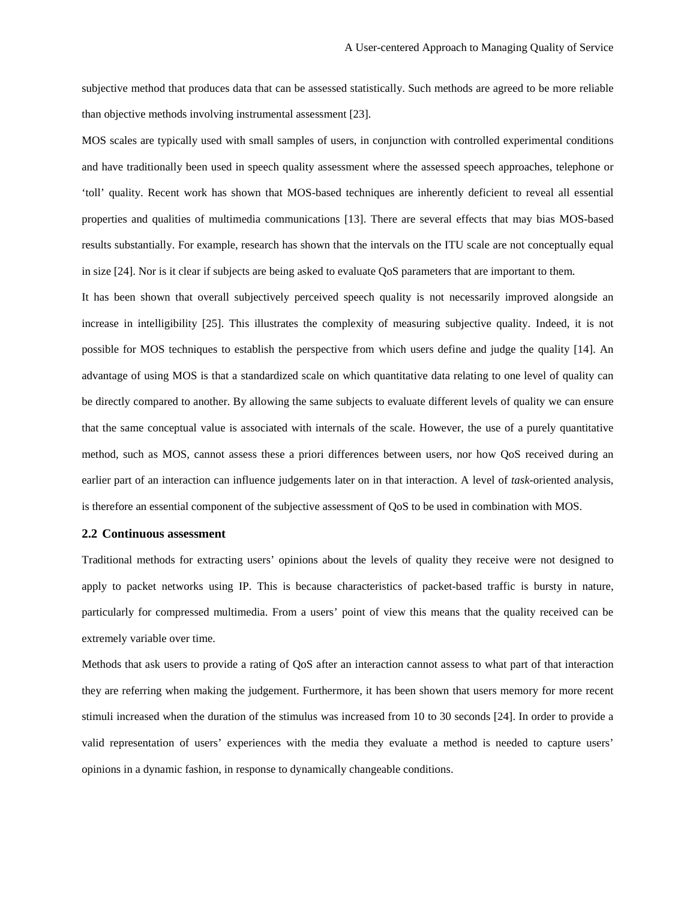subjective method that produces data that can be assessed statistically. Such methods are agreed to be more reliable than objective methods involving instrumental assessment [23].

MOS scales are typically used with small samples of users, in conjunction with controlled experimental conditions and have traditionally been used in speech quality assessment where the assessed speech approaches, telephone or 'toll' quality. Recent work has shown that MOS-based techniques are inherently deficient to reveal all essential properties and qualities of multimedia communications [13]. There are several effects that may bias MOS-based results substantially. For example, research has shown that the intervals on the ITU scale are not conceptually equal in size [24]. Nor is it clear if subjects are being asked to evaluate QoS parameters that are important to them.

It has been shown that overall subjectively perceived speech quality is not necessarily improved alongside an increase in intelligibility [25]. This illustrates the complexity of measuring subjective quality. Indeed, it is not possible for MOS techniques to establish the perspective from which users define and judge the quality [14]. An advantage of using MOS is that a standardized scale on which quantitative data relating to one level of quality can be directly compared to another. By allowing the same subjects to evaluate different levels of quality we can ensure that the same conceptual value is associated with internals of the scale. However, the use of a purely quantitative method, such as MOS, cannot assess these a priori differences between users, nor how QoS received during an earlier part of an interaction can influence judgements later on in that interaction. A level of *task*-oriented analysis, is therefore an essential component of the subjective assessment of QoS to be used in combination with MOS.

## 2.2 Continuous assessment

Traditional methods for extracting users' opinions about the levels of quality they receive were not designed to apply to packet networks using IP. This is because characteristics of packet-based traffic is bursty in nature, particularly for compressed multimedia. From a users' point of view this means that the quality received can be extremely variable over time.

Methods that ask users to provide a rating of QoS after an interaction cannot assess to what part of that interaction they are referring when making the judgement. Furthermore, it has been shown that users memory for more recent stimuli increased when the duration of the stimulus was increased from 10 to 30 seconds [24]. In order to provide a valid representation of users' experiences with the media they evaluate a method is needed to capture users' opinions in a dynamic fashion, in response to dynamically changeable conditions.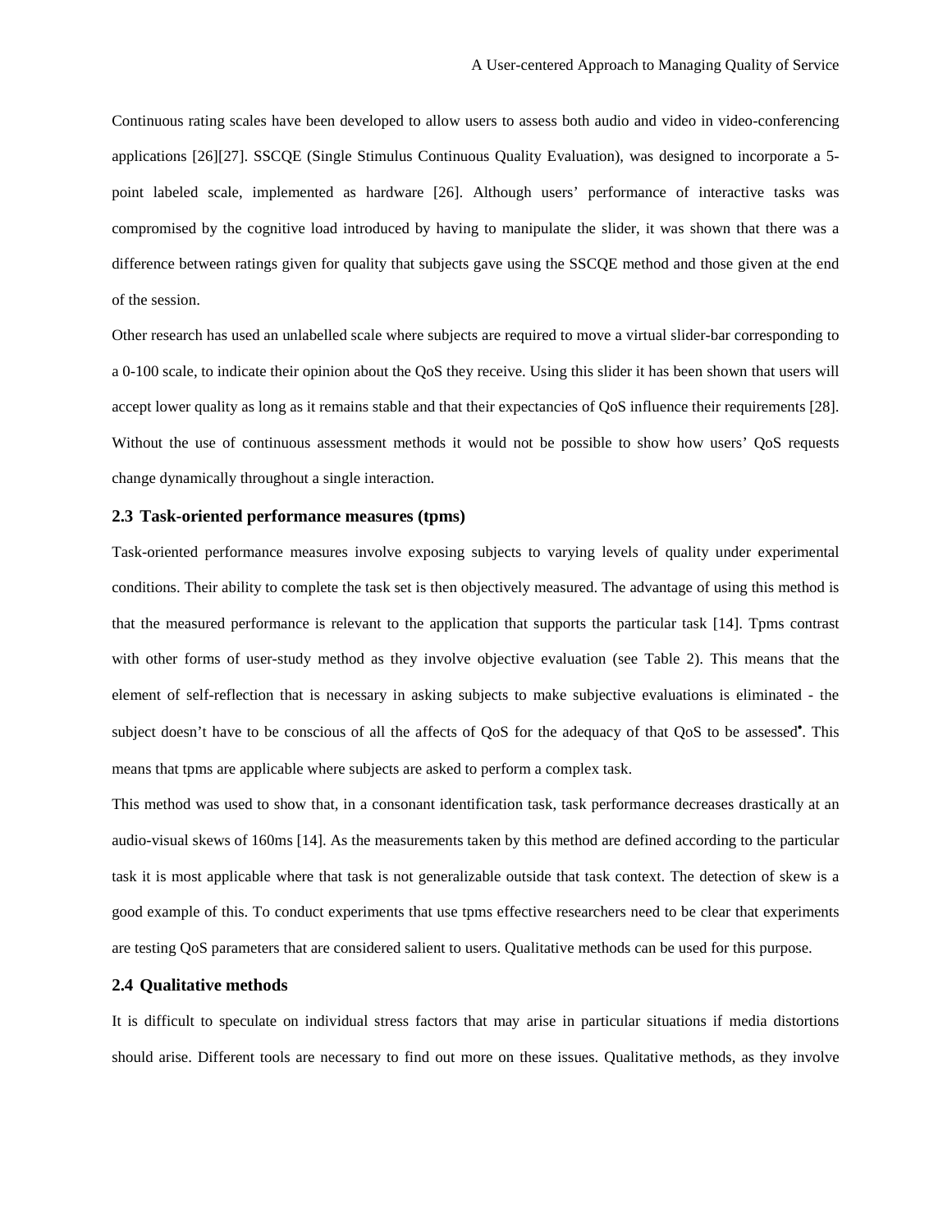Continuous rating scales have been developed to allow users to assess both audio and video in video-conferencing applications [26][27]. SSCQE (Single Stimulus Continuous Quality Evaluation), was designed to incorporate a 5-point labeled scale, implemented as hardware [26]. Although users' performance of interactive tasks was compromised by the cognitive load introduced by having to manipulate the slider, it was shown that there was a difference between ratings given for quality that subjects gave using the SSCQE method and those given at the end of the session.

Other research has used an unlabelled scale where subjects are required to move a virtual slider-bar corresponding to a 0-100 scale, to indicate their opinion about the QoS they receive. Using this slider it has been shown that users will accept lower quality as long as it remains stable and that their expectancies of QoS influence their requirements [28]. Without the use of continuous assessment methods it would not be possible to show how users' QoS requests change dynamically throughout a single interaction.

### 2.3 Task-oriented performance measures (tpms)

Task-oriented performance measures involve exposing subjects to varying levels of quality under experimental conditions. Their ability to complete the task set is then objectively measured. The advantage of using this method is that the measured performance is relevant to the application that supports the particular task [14]. Tpms contrast with other forms of user-study method as they involve objective evaluation (see Table 2). This means that the element of self-reflection that is necessary in asking subjects to make subjective evaluations is eliminated - the subject doesn't have to be conscious of all the affects of QoS for the adequacy of that QoS to be assessed•. This means that tpms are applicable where subjects are asked to perform a complex task.

This method was used to show that, in a consonant identification task, task performance decreases drastically at an audio-visual skews of 160ms [14]. As the measurements taken by this method are defined according to the particular task it is most applicable where that task is not generalizable outside that task context. The detection of skew is a good example of this. To conduct experiments that use tpms effective researchers need to be clear that experiments are testing QoS parameters that are considered salient to users. Qualitative methods can be used for this purpose.

### 2.4 Qualitative methods

It is difficult to speculate on individual stress factors that may arise in particular situations if media distortions should arise. Different tools are necessary to find out more on these issues. Qualitative methods, as they involve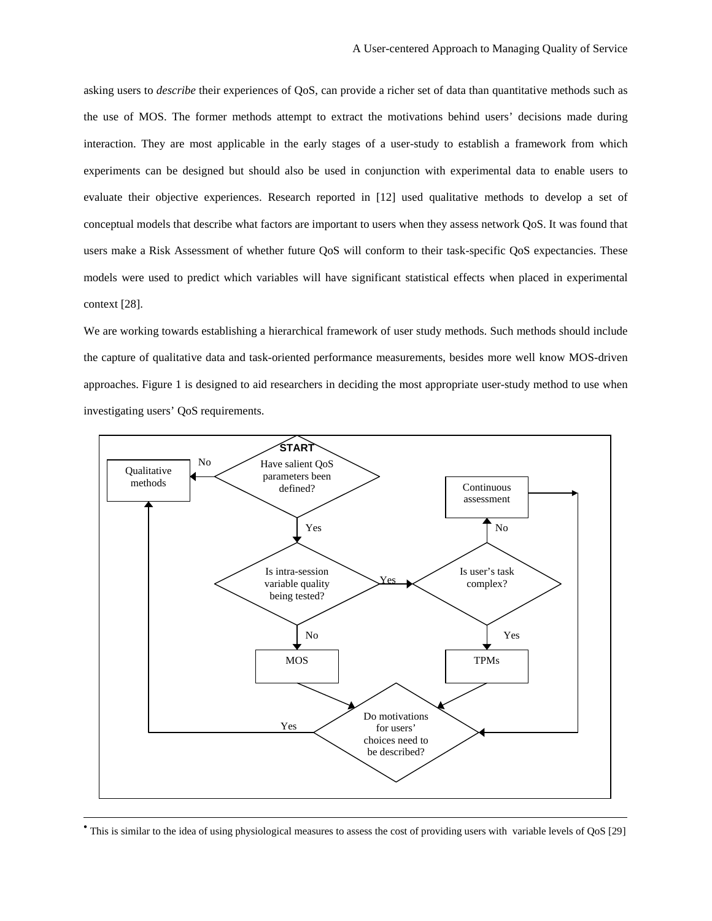asking users to *describe* their experiences of QoS, can provide a richer set of data than quantitative methods such as the use of MOS. The former methods attempt to extract the motivations behind users' decisions made during interaction. They are most applicable in the early stages of a user-study to establish a framework from which experiments can be designed but should also be used in conjunction with experimental data to enable users to evaluate their objective experiences. Research reported in [12] used qualitative methods to develop a set of conceptual models that describe what factors are important to users when they assess network QoS. It was found that users make a Risk Assessment of whether future QoS will conform to their task-specific QoS expectancies. These models were used to predict which variables will have significant statistical effects when placed in experimental context [28].

We are working towards establishing a hierarchical framework of user study methods. Such methods should include the capture of qualitative data and task-oriented performance measurements, besides more well know MOS-driven approaches. Figure 1 is designed to aid researchers in deciding the most appropriate user-study method to use when investigating users' QoS requirements.

START

Have salient QoS parameters been defined? — No → Qualitative methods; Yes → Is intra-session variable quality being tested?

Is intra-session variable quality being tested? — No → MOS; Yes → Is user's task complex?

Is user's task complex? — No → Continuous assessment; Yes → TPMs

MOS / TPMs / Continuous assessment → Do motivations for users' choices need to be described? — Yes → Qualitative methods

---

• This is similar to the idea of using physiological measures to assess the cost of providing users with variable levels of QoS [29]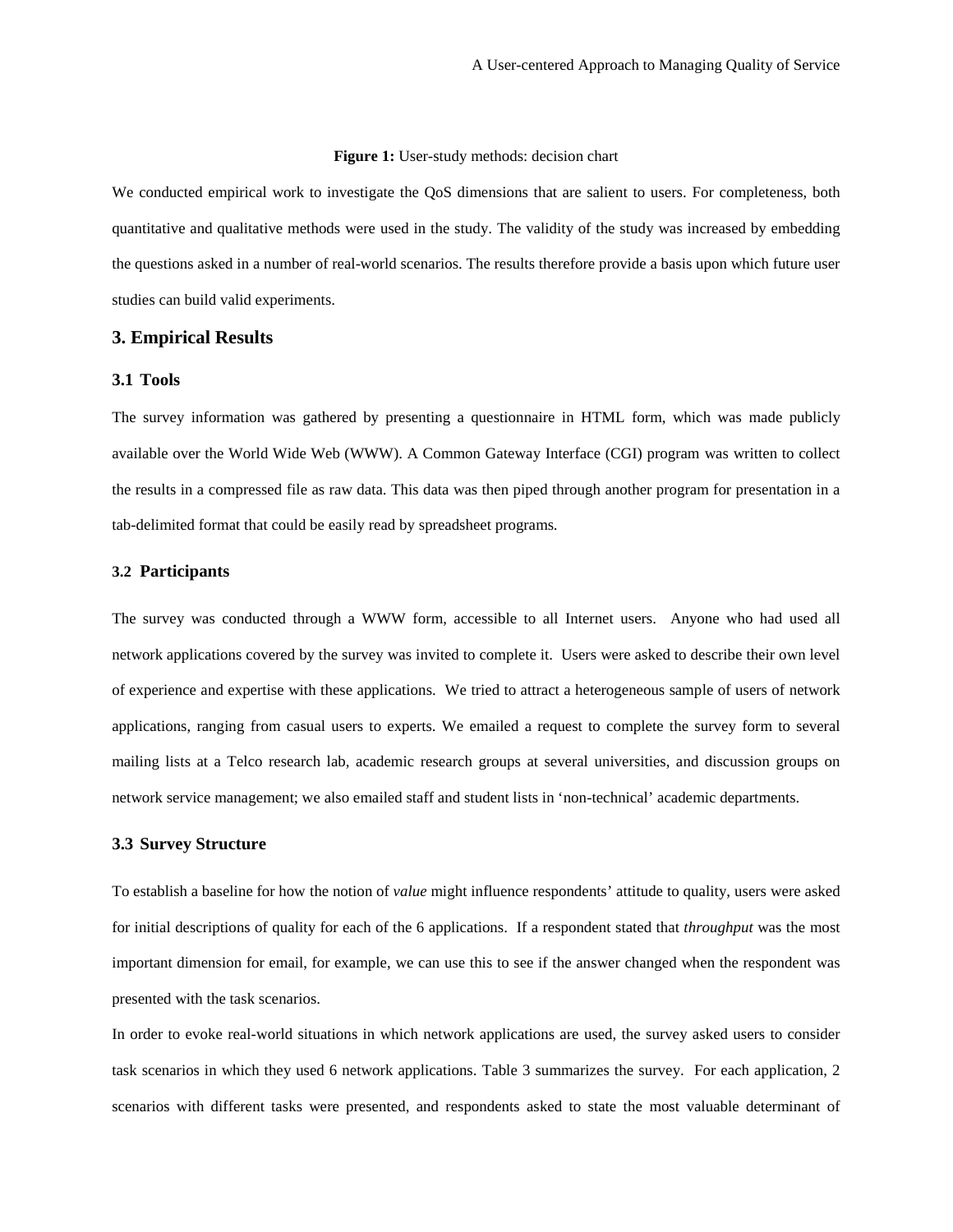**Figure 1:** User-study methods: decision chart

We conducted empirical work to investigate the QoS dimensions that are salient to users. For completeness, both quantitative and qualitative methods were used in the study. The validity of the study was increased by embedding the questions asked in a number of real-world scenarios. The results therefore provide a basis upon which future user studies can build valid experiments.

## 3. Empirical Results

### 3.1 Tools

The survey information was gathered by presenting a questionnaire in HTML form, which was made publicly available over the World Wide Web (WWW). A Common Gateway Interface (CGI) program was written to collect the results in a compressed file as raw data. This data was then piped through another program for presentation in a tab-delimited format that could be easily read by spreadsheet programs.

### 3.2 Participants

The survey was conducted through a WWW form, accessible to all Internet users. Anyone who had used all network applications covered by the survey was invited to complete it. Users were asked to describe their own level of experience and expertise with these applications. We tried to attract a heterogeneous sample of users of network applications, ranging from casual users to experts. We emailed a request to complete the survey form to several mailing lists at a Telco research lab, academic research groups at several universities, and discussion groups on network service management; we also emailed staff and student lists in 'non-technical' academic departments.

### 3.3 Survey Structure

To establish a baseline for how the notion of *value* might influence respondents' attitude to quality, users were asked for initial descriptions of quality for each of the 6 applications. If a respondent stated that *throughput* was the most important dimension for email, for example, we can use this to see if the answer changed when the respondent was presented with the task scenarios.

In order to evoke real-world situations in which network applications are used, the survey asked users to consider task scenarios in which they used 6 network applications. Table 3 summarizes the survey. For each application, 2 scenarios with different tasks were presented, and respondents asked to state the most valuable determinant of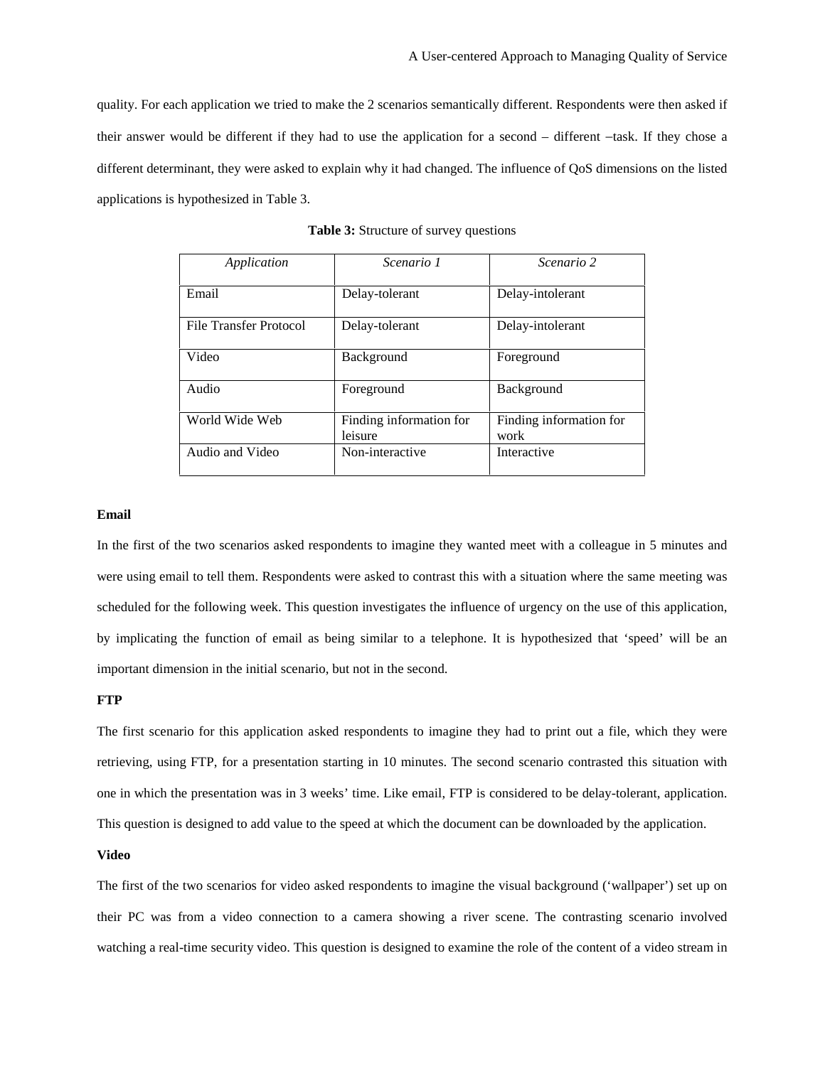quality. For each application we tried to make the 2 scenarios semantically different. Respondents were then asked if their answer would be different if they had to use the application for a second – different –task. If they chose a different determinant, they were asked to explain why it had changed. The influence of QoS dimensions on the listed applications is hypothesized in Table 3.

**Table 3:** Structure of survey questions

| *Application* | *Scenario 1* | *Scenario 2* |
| --- | --- | --- |
| Email | Delay-tolerant | Delay-intolerant |
| File Transfer Protocol | Delay-tolerant | Delay-intolerant |
| Video | Background | Foreground |
| Audio | Foreground | Background |
| World Wide Web | Finding information for leisure | Finding information for work |
| Audio and Video | Non-interactive | Interactive |

**Email**

In the first of the two scenarios asked respondents to imagine they wanted meet with a colleague in 5 minutes and were using email to tell them. Respondents were asked to contrast this with a situation where the same meeting was scheduled for the following week. This question investigates the influence of urgency on the use of this application, by implicating the function of email as being similar to a telephone. It is hypothesized that 'speed' will be an important dimension in the initial scenario, but not in the second.

**FTP**

The first scenario for this application asked respondents to imagine they had to print out a file, which they were retrieving, using FTP, for a presentation starting in 10 minutes. The second scenario contrasted this situation with one in which the presentation was in 3 weeks' time. Like email, FTP is considered to be delay-tolerant, application. This question is designed to add value to the speed at which the document can be downloaded by the application.

**Video**

The first of the two scenarios for video asked respondents to imagine the visual background ('wallpaper') set up on their PC was from a video connection to a camera showing a river scene. The contrasting scenario involved watching a real-time security video. This question is designed to examine the role of the content of a video stream in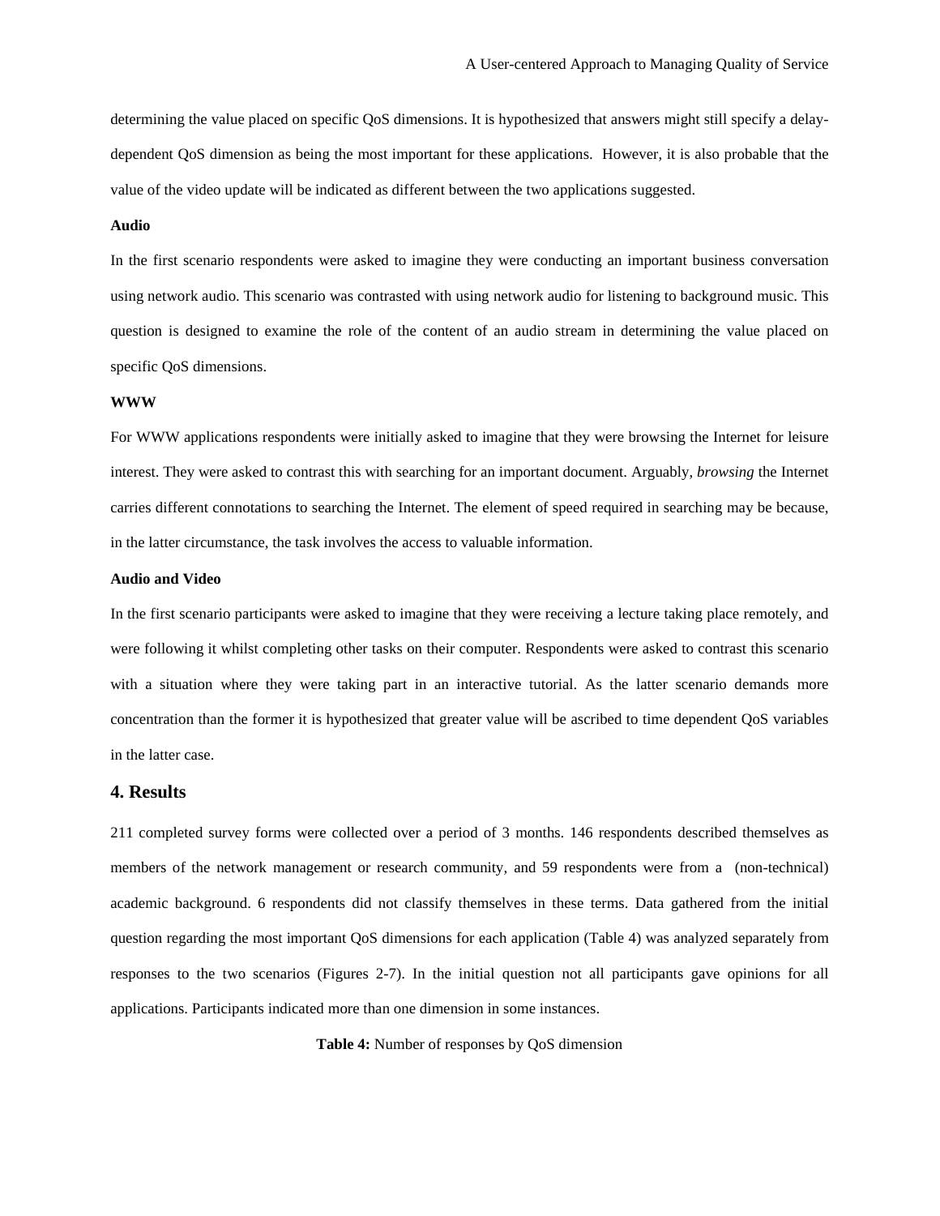determining the value placed on specific QoS dimensions. It is hypothesized that answers might still specify a delay-dependent QoS dimension as being the most important for these applications. However, it is also probable that the value of the video update will be indicated as different between the two applications suggested.

**Audio**

In the first scenario respondents were asked to imagine they were conducting an important business conversation using network audio. This scenario was contrasted with using network audio for listening to background music. This question is designed to examine the role of the content of an audio stream in determining the value placed on specific QoS dimensions.

**WWW**

For WWW applications respondents were initially asked to imagine that they were browsing the Internet for leisure interest. They were asked to contrast this with searching for an important document. Arguably, *browsing* the Internet carries different connotations to searching the Internet. The element of speed required in searching may be because, in the latter circumstance, the task involves the access to valuable information.

**Audio and Video**

In the first scenario participants were asked to imagine that they were receiving a lecture taking place remotely, and were following it whilst completing other tasks on their computer. Respondents were asked to contrast this scenario with a situation where they were taking part in an interactive tutorial. As the latter scenario demands more concentration than the former it is hypothesized that greater value will be ascribed to time dependent QoS variables in the latter case.

## 4. Results

211 completed survey forms were collected over a period of 3 months. 146 respondents described themselves as members of the network management or research community, and 59 respondents were from a (non-technical) academic background. 6 respondents did not classify themselves in these terms. Data gathered from the initial question regarding the most important QoS dimensions for each application (Table 4) was analyzed separately from responses to the two scenarios (Figures 2-7). In the initial question not all participants gave opinions for all applications. Participants indicated more than one dimension in some instances.

**Table 4:** Number of responses by QoS dimension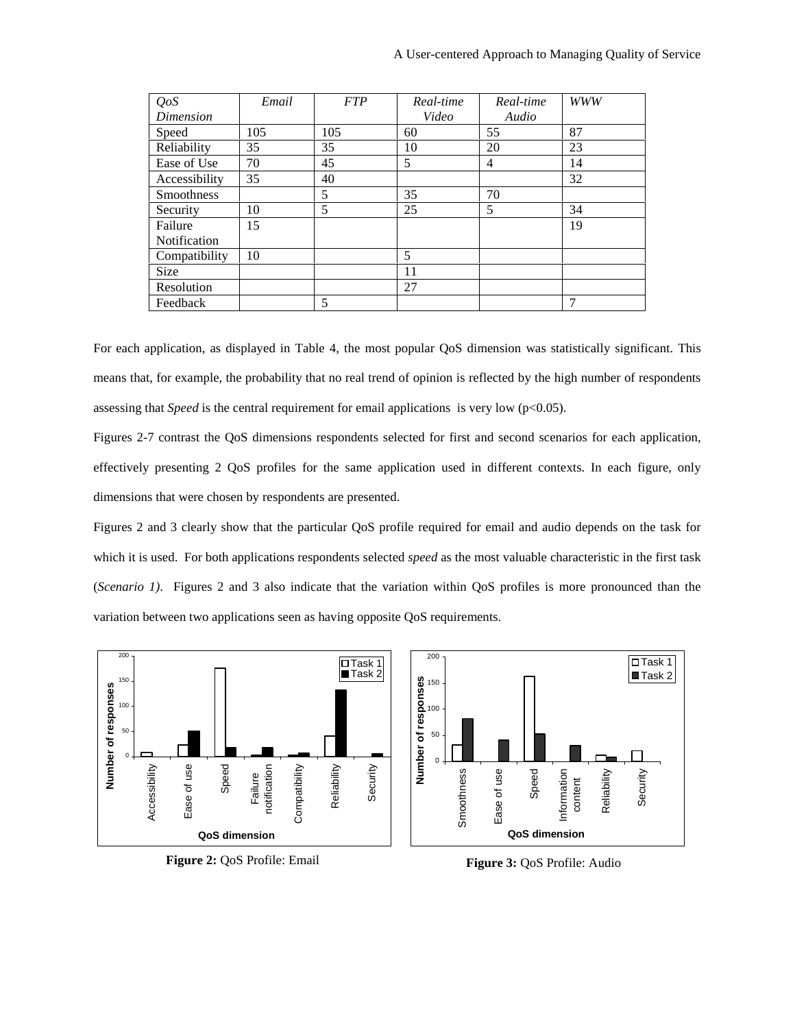| *QoS Dimension* | *Email* | *FTP* | *Real-time Video* | *Real-time Audio* | *WWW* |
|---|---|---|---|---|---|
| Speed | 105 | 105 | 60 | 55 | 87 |
| Reliability | 35 | 35 | 10 | 20 | 23 |
| Ease of Use | 70 | 45 | 5 | 4 | 14 |
| Accessibility | 35 | 40 | | | 32 |
| Smoothness | | 5 | 35 | 70 | |
| Security | 10 | 5 | 25 | 5 | 34 |
| Failure Notification | 15 | | | | 19 |
| Compatibility | 10 | | 5 | | |
| Size | | | 11 | | |
| Resolution | | | 27 | | |
| Feedback | | 5 | | | 7 |

For each application, as displayed in Table 4, the most popular QoS dimension was statistically significant. This means that, for example, the probability that no real trend of opinion is reflected by the high number of respondents assessing that *Speed* is the central requirement for email applications is very low ($p<0.05$).

Figures 2-7 contrast the QoS dimensions respondents selected for first and second scenarios for each application, effectively presenting 2 QoS profiles for the same application used in different contexts. In each figure, only dimensions that were chosen by respondents are presented.

Figures 2 and 3 clearly show that the particular QoS profile required for email and audio depends on the task for which it is used. For both applications respondents selected *speed* as the most valuable characteristic in the first task (*Scenario 1)*. Figures 2 and 3 also indicate that the variation within QoS profiles is more pronounced than the variation between two applications seen as having opposite QoS requirements.

**Figure 2:** QoS Profile: Email

**Figure 3:** QoS Profile: Audio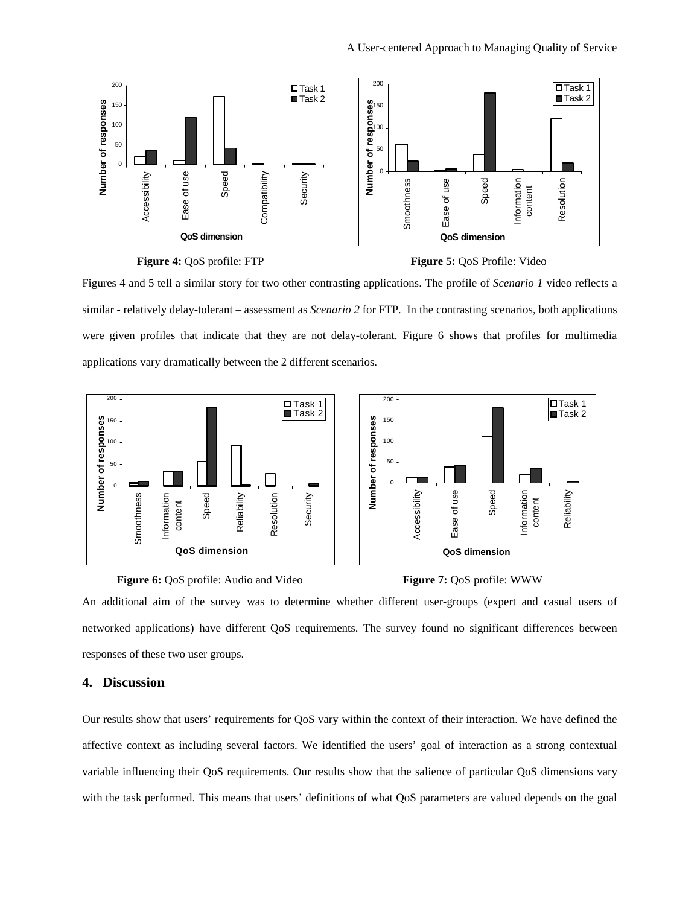**Figure 4:** QoS profile: FTP

**Figure 5:** QoS Profile: Video

Figures 4 and 5 tell a similar story for two other contrasting applications. The profile of *Scenario 1* video reflects a similar - relatively delay-tolerant – assessment as *Scenario 2* for FTP. In the contrasting scenarios, both applications were given profiles that indicate that they are not delay-tolerant. Figure 6 shows that profiles for multimedia applications vary dramatically between the 2 different scenarios.

**Figure 6:** QoS profile: Audio and Video

**Figure 7:** QoS profile: WWW

An additional aim of the survey was to determine whether different user-groups (expert and casual users of networked applications) have different QoS requirements. The survey found no significant differences between responses of these two user groups.

## 4. Discussion

Our results show that users' requirements for QoS vary within the context of their interaction. We have defined the affective context as including several factors. We identified the users' goal of interaction as a strong contextual variable influencing their QoS requirements. Our results show that the salience of particular QoS dimensions vary with the task performed. This means that users' definitions of what QoS parameters are valued depends on the goal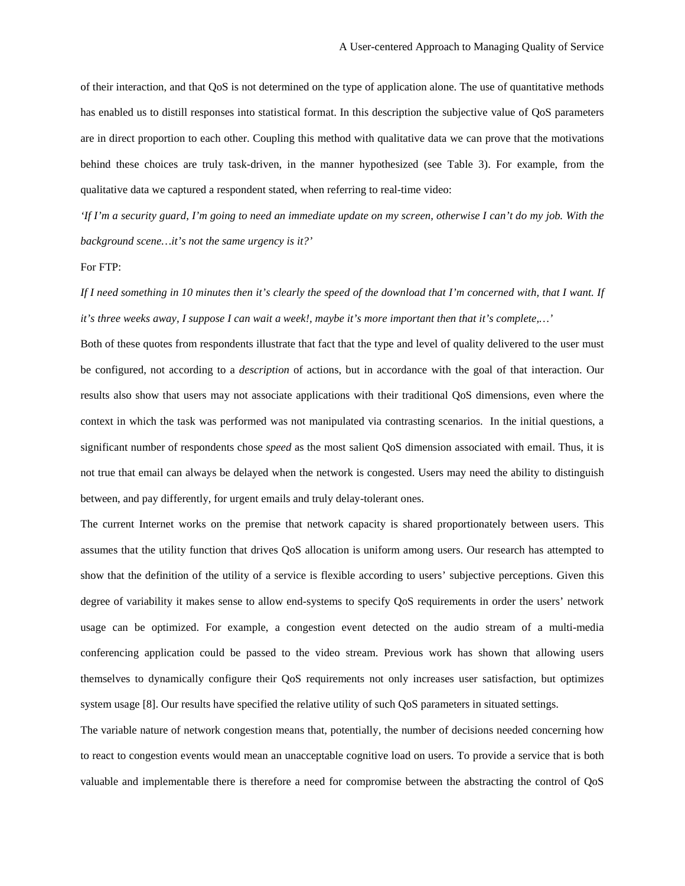of their interaction, and that QoS is not determined on the type of application alone. The use of quantitative methods has enabled us to distill responses into statistical format. In this description the subjective value of QoS parameters are in direct proportion to each other. Coupling this method with qualitative data we can prove that the motivations behind these choices are truly task-driven, in the manner hypothesized (see Table 3). For example, from the qualitative data we captured a respondent stated, when referring to real-time video:

*'If I'm a security guard, I'm going to need an immediate update on my screen, otherwise I can't do my job. With the background scene…it's not the same urgency is it?'*

For FTP:

*If I need something in 10 minutes then it's clearly the speed of the download that I'm concerned with, that I want. If it's three weeks away, I suppose I can wait a week!, maybe it's more important then that it's complete,…'*

Both of these quotes from respondents illustrate that fact that the type and level of quality delivered to the user must be configured, not according to a *description* of actions, but in accordance with the goal of that interaction. Our results also show that users may not associate applications with their traditional QoS dimensions, even where the context in which the task was performed was not manipulated via contrasting scenarios. In the initial questions, a significant number of respondents chose *speed* as the most salient QoS dimension associated with email. Thus, it is not true that email can always be delayed when the network is congested. Users may need the ability to distinguish between, and pay differently, for urgent emails and truly delay-tolerant ones.

The current Internet works on the premise that network capacity is shared proportionately between users. This assumes that the utility function that drives QoS allocation is uniform among users. Our research has attempted to show that the definition of the utility of a service is flexible according to users' subjective perceptions. Given this degree of variability it makes sense to allow end-systems to specify QoS requirements in order the users' network usage can be optimized. For example, a congestion event detected on the audio stream of a multi-media conferencing application could be passed to the video stream. Previous work has shown that allowing users themselves to dynamically configure their QoS requirements not only increases user satisfaction, but optimizes system usage [8]. Our results have specified the relative utility of such QoS parameters in situated settings.

The variable nature of network congestion means that, potentially, the number of decisions needed concerning how to react to congestion events would mean an unacceptable cognitive load on users. To provide a service that is both valuable and implementable there is therefore a need for compromise between the abstracting the control of QoS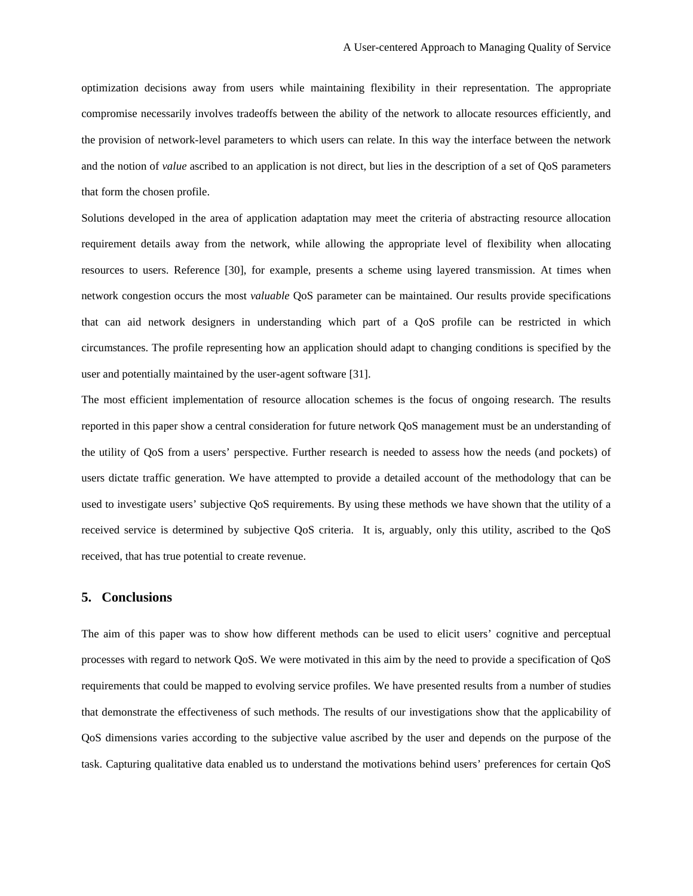optimization decisions away from users while maintaining flexibility in their representation. The appropriate compromise necessarily involves tradeoffs between the ability of the network to allocate resources efficiently, and the provision of network-level parameters to which users can relate. In this way the interface between the network and the notion of *value* ascribed to an application is not direct, but lies in the description of a set of QoS parameters that form the chosen profile.

Solutions developed in the area of application adaptation may meet the criteria of abstracting resource allocation requirement details away from the network, while allowing the appropriate level of flexibility when allocating resources to users. Reference [30], for example, presents a scheme using layered transmission. At times when network congestion occurs the most *valuable* QoS parameter can be maintained. Our results provide specifications that can aid network designers in understanding which part of a QoS profile can be restricted in which circumstances. The profile representing how an application should adapt to changing conditions is specified by the user and potentially maintained by the user-agent software [31].

The most efficient implementation of resource allocation schemes is the focus of ongoing research. The results reported in this paper show a central consideration for future network QoS management must be an understanding of the utility of QoS from a users' perspective. Further research is needed to assess how the needs (and pockets) of users dictate traffic generation. We have attempted to provide a detailed account of the methodology that can be used to investigate users' subjective QoS requirements. By using these methods we have shown that the utility of a received service is determined by subjective QoS criteria. It is, arguably, only this utility, ascribed to the QoS received, that has true potential to create revenue.

## 5. Conclusions

The aim of this paper was to show how different methods can be used to elicit users' cognitive and perceptual processes with regard to network QoS. We were motivated in this aim by the need to provide a specification of QoS requirements that could be mapped to evolving service profiles. We have presented results from a number of studies that demonstrate the effectiveness of such methods. The results of our investigations show that the applicability of QoS dimensions varies according to the subjective value ascribed by the user and depends on the purpose of the task. Capturing qualitative data enabled us to understand the motivations behind users' preferences for certain QoS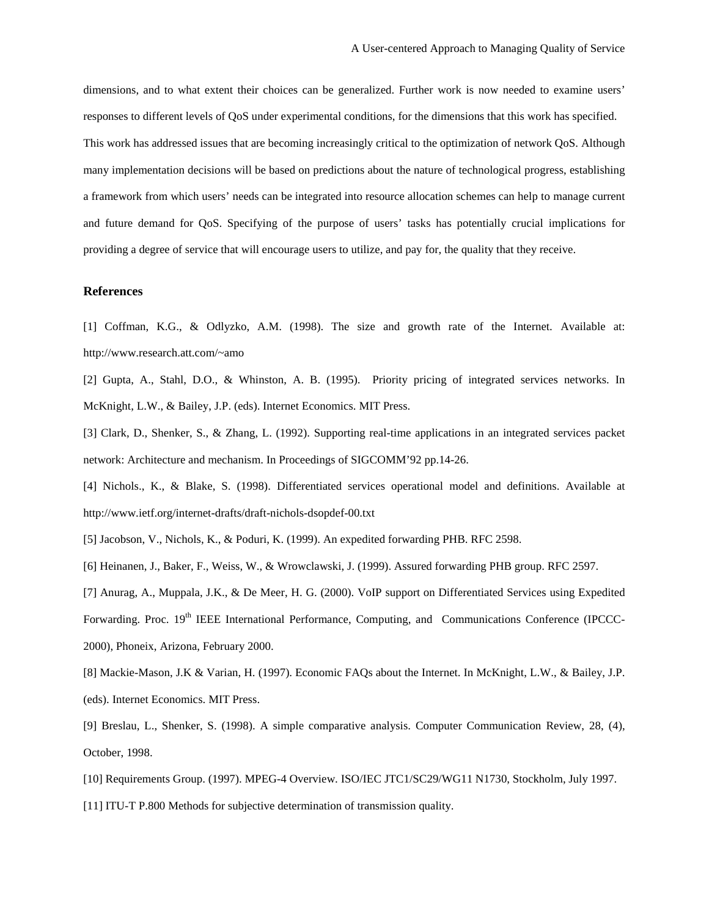dimensions, and to what extent their choices can be generalized. Further work is now needed to examine users' responses to different levels of QoS under experimental conditions, for the dimensions that this work has specified.

This work has addressed issues that are becoming increasingly critical to the optimization of network QoS. Although many implementation decisions will be based on predictions about the nature of technological progress, establishing a framework from which users' needs can be integrated into resource allocation schemes can help to manage current and future demand for QoS. Specifying of the purpose of users' tasks has potentially crucial implications for providing a degree of service that will encourage users to utilize, and pay for, the quality that they receive.

### References

[1] Coffman, K.G., & Odlyzko, A.M. (1998). The size and growth rate of the Internet. Available at: http://www.research.att.com/~amo

[2] Gupta, A., Stahl, D.O., & Whinston, A. B. (1995). Priority pricing of integrated services networks. In McKnight, L.W., & Bailey, J.P. (eds). Internet Economics. MIT Press.

[3] Clark, D., Shenker, S., & Zhang, L. (1992). Supporting real-time applications in an integrated services packet network: Architecture and mechanism. In Proceedings of SIGCOMM'92 pp.14-26.

[4] Nichols., K., & Blake, S. (1998). Differentiated services operational model and definitions. Available at http://www.ietf.org/internet-drafts/draft-nichols-dsopdef-00.txt

[5] Jacobson, V., Nichols, K., & Poduri, K. (1999). An expedited forwarding PHB. RFC 2598.

[6] Heinanen, J., Baker, F., Weiss, W., & Wrowclawski, J. (1999). Assured forwarding PHB group. RFC 2597.

[7] Anurag, A., Muppala, J.K., & De Meer, H. G. (2000). VoIP support on Differentiated Services using Expedited Forwarding. Proc. 19th IEEE International Performance, Computing, and Communications Conference (IPCCC-2000), Phoneix, Arizona, February 2000.

[8] Mackie-Mason, J.K & Varian, H. (1997). Economic FAQs about the Internet. In McKnight, L.W., & Bailey, J.P. (eds). Internet Economics. MIT Press.

[9] Breslau, L., Shenker, S. (1998). A simple comparative analysis. Computer Communication Review, 28, (4), October, 1998.

[10] Requirements Group. (1997). MPEG-4 Overview. ISO/IEC JTC1/SC29/WG11 N1730, Stockholm, July 1997.

[11] ITU-T P.800 Methods for subjective determination of transmission quality.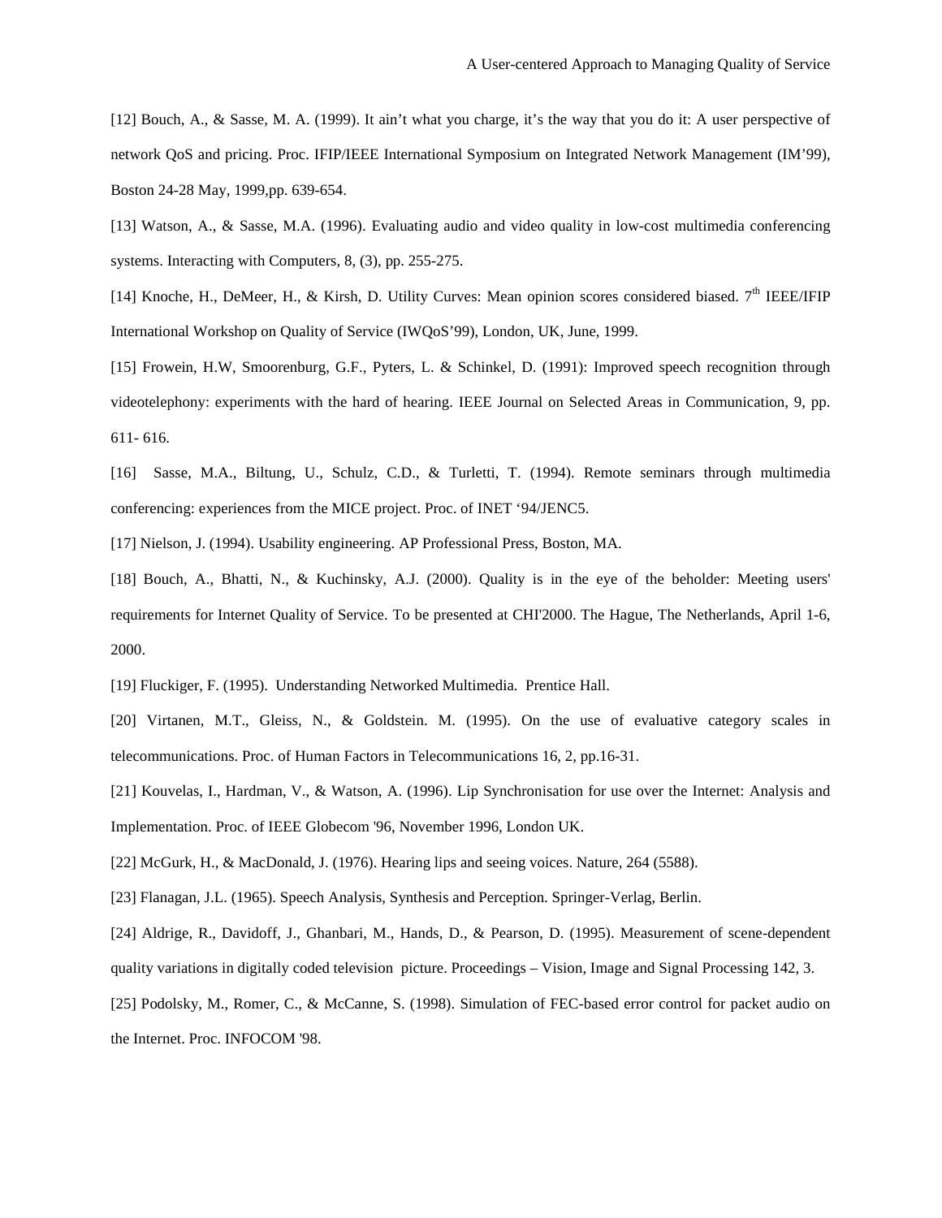[12] Bouch, A., & Sasse, M. A. (1999). It ain't what you charge, it's the way that you do it: A user perspective of network QoS and pricing. Proc. IFIP/IEEE International Symposium on Integrated Network Management (IM'99), Boston 24-28 May, 1999,pp. 639-654.

[13] Watson, A., & Sasse, M.A. (1996). Evaluating audio and video quality in low-cost multimedia conferencing systems. Interacting with Computers, 8, (3), pp. 255-275.

[14] Knoche, H., DeMeer, H., & Kirsh, D. Utility Curves: Mean opinion scores considered biased. 7th IEEE/IFIP International Workshop on Quality of Service (IWQoS'99), London, UK, June, 1999.

[15] Frowein, H.W, Smoorenburg, G.F., Pyters, L. & Schinkel, D. (1991): Improved speech recognition through videotelephony: experiments with the hard of hearing. IEEE Journal on Selected Areas in Communication, 9, pp. 611- 616.

[16] Sasse, M.A., Biltung, U., Schulz, C.D., & Turletti, T. (1994). Remote seminars through multimedia conferencing: experiences from the MICE project. Proc. of INET '94/JENC5.

[17] Nielson, J. (1994). Usability engineering. AP Professional Press, Boston, MA.

[18] Bouch, A., Bhatti, N., & Kuchinsky, A.J. (2000). Quality is in the eye of the beholder: Meeting users' requirements for Internet Quality of Service. To be presented at CHI'2000. The Hague, The Netherlands, April 1-6, 2000.

[19] Fluckiger, F. (1995). Understanding Networked Multimedia. Prentice Hall.

[20] Virtanen, M.T., Gleiss, N., & Goldstein. M. (1995). On the use of evaluative category scales in telecommunications. Proc. of Human Factors in Telecommunications 16, 2, pp.16-31.

[21] Kouvelas, I., Hardman, V., & Watson, A. (1996). Lip Synchronisation for use over the Internet: Analysis and Implementation. Proc. of IEEE Globecom '96, November 1996, London UK.

[22] McGurk, H., & MacDonald, J. (1976). Hearing lips and seeing voices. Nature, 264 (5588).

[23] Flanagan, J.L. (1965). Speech Analysis, Synthesis and Perception. Springer-Verlag, Berlin.

[24] Aldrige, R., Davidoff, J., Ghanbari, M., Hands, D., & Pearson, D. (1995). Measurement of scene-dependent quality variations in digitally coded television picture. Proceedings – Vision, Image and Signal Processing 142, 3.

[25] Podolsky, M., Romer, C., & McCanne, S. (1998). Simulation of FEC-based error control for packet audio on the Internet. Proc. INFOCOM '98.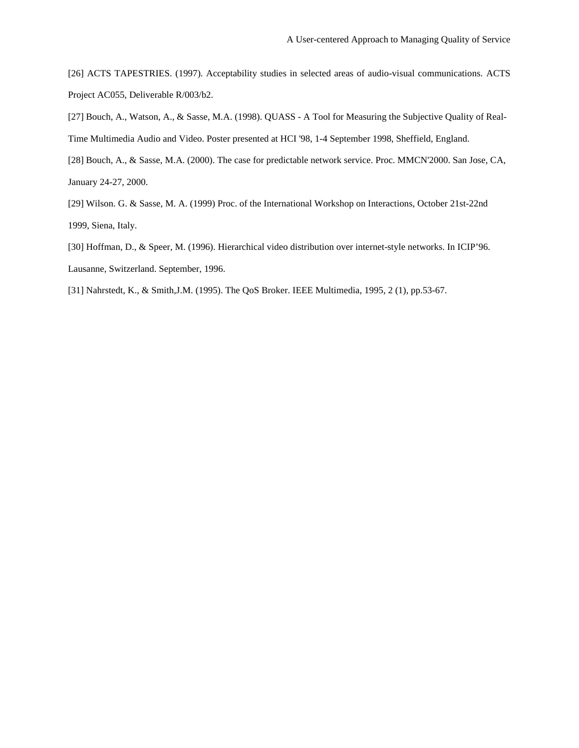[26] ACTS TAPESTRIES. (1997). Acceptability studies in selected areas of audio-visual communications. ACTS Project AC055, Deliverable R/003/b2.

[27] Bouch, A., Watson, A., & Sasse, M.A. (1998). QUASS - A Tool for Measuring the Subjective Quality of Real-Time Multimedia Audio and Video. Poster presented at HCI '98, 1-4 September 1998, Sheffield, England.

[28] Bouch, A., & Sasse, M.A. (2000). The case for predictable network service. Proc. MMCN'2000. San Jose, CA, January 24-27, 2000.

[29] Wilson. G. & Sasse, M. A. (1999) Proc. of the International Workshop on Interactions, October 21st-22nd 1999, Siena, Italy.

[30] Hoffman, D., & Speer, M. (1996). Hierarchical video distribution over internet-style networks. In ICIP'96. Lausanne, Switzerland. September, 1996.

[31] Nahrstedt, K., & Smith,J.M. (1995). The QoS Broker. IEEE Multimedia, 1995, 2 (1), pp.53-67.